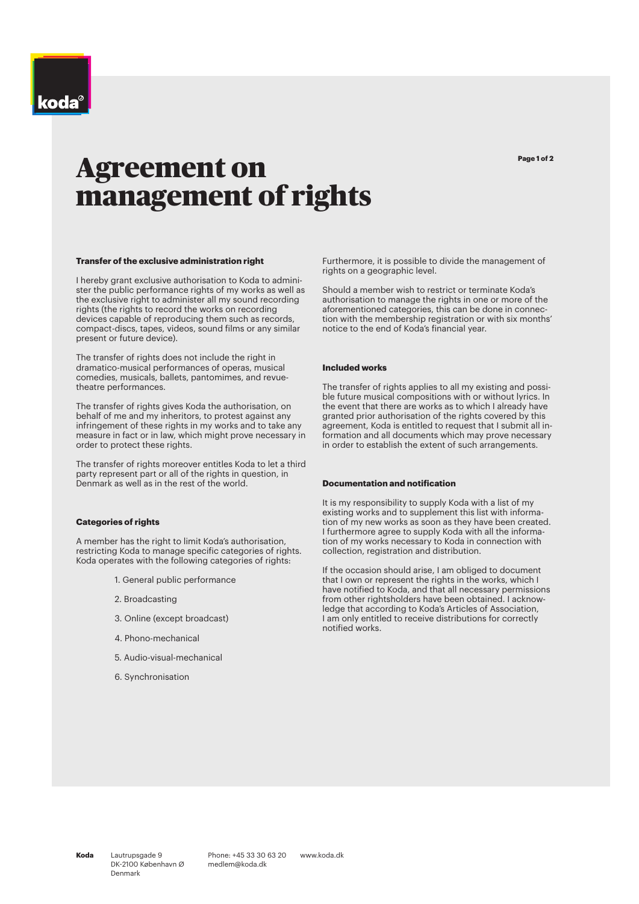# Agreement on management of rights

### Transfer of the exclusive administration right

I hereby grant exclusive authorisation to Koda to administer the public performance rights of my works as well as the exclusive right to administer all my sound recording rights (the rights to record the works on recording devices capable of reproducing them such as records, compact-discs, tapes, videos, sound films or any similar present or future device).

The transfer of rights does not include the right in dramatico-musical performances of operas, musical comedies, musicals, ballets, pantomimes, and revue-theatre performances.

The transfer of rights gives Koda the authorisation, on behalf of me and my inheritors, to protest against any infringement of these rights in my works and to take any measure in fact or in law, which might prove necessary in order to protect these rights.

The transfer of rights moreover entitles Koda to let a third party represent part or all of the rights in question, in Denmark as well as in the rest of the world.

### Categories of rights

A member has the right to limit Koda's authorisation, restricting Koda to manage specific categories of rights. Koda operates with the following categories of rights:

1. General public performance
2. Broadcasting
3. Online (except broadcast)
4. Phono-mechanical
5. Audio-visual-mechanical
6. Synchronisation

Furthermore, it is possible to divide the management of rights on a geographic level.

Should a member wish to restrict or terminate Koda's authorisation to manage the rights in one or more of the aforementioned categories, this can be done in connection with the membership registration or with six months' notice to the end of Koda's financial year.

### Included works

The transfer of rights applies to all my existing and possible future musical compositions with or without lyrics. In the event that there are works as to which I already have granted prior authorisation of the rights covered by this agreement, Koda is entitled to request that I submit all information and all documents which may prove necessary in order to establish the extent of such arrangements.

### Documentation and notification

It is my responsibility to supply Koda with a list of my existing works and to supplement this list with information of my new works as soon as they have been created. I furthermore agree to supply Koda with all the information of my works necessary to Koda in connection with collection, registration and distribution.

If the occasion should arise, I am obliged to document that I own or represent the rights in the works, which I have notified to Koda, and that all necessary permissions from other rightsholders have been obtained. I acknowledge that according to Koda's Articles of Association, I am only entitled to receive distributions for correctly notified works.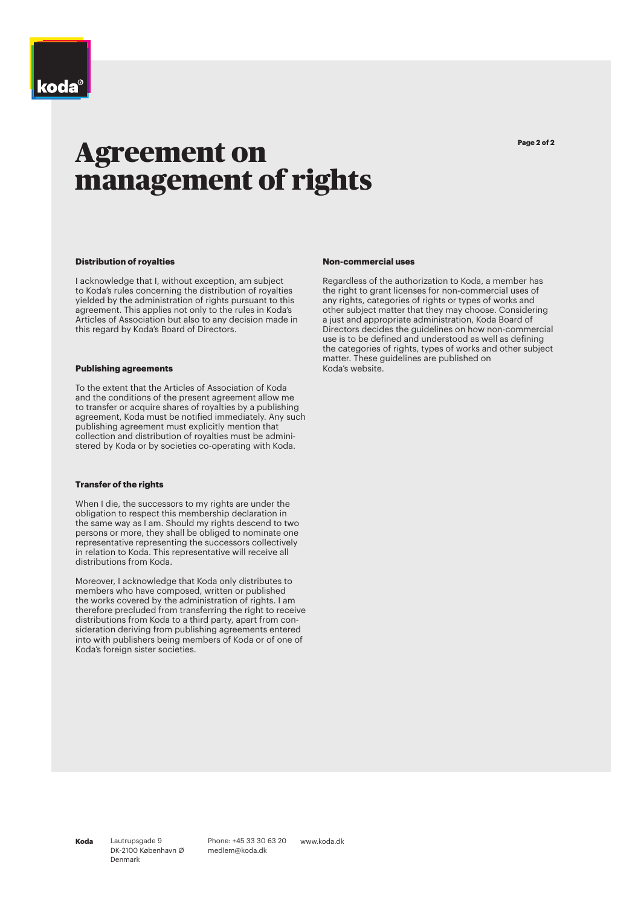# Agreement on management of rights

**Distribution of royalties**

I acknowledge that I, without exception, am subject to Koda's rules concerning the distribution of royalties yielded by the administration of rights pursuant to this agreement. This applies not only to the rules in Koda's Articles of Association but also to any decision made in this regard by Koda's Board of Directors.

**Publishing agreements**

To the extent that the Articles of Association of Koda and the conditions of the present agreement allow me to transfer or acquire shares of royalties by a publishing agreement, Koda must be notified immediately. Any such publishing agreement must explicitly mention that collection and distribution of royalties must be administered by Koda or by societies co-operating with Koda.

**Transfer of the rights**

When I die, the successors to my rights are under the obligation to respect this membership declaration in the same way as I am. Should my rights descend to two persons or more, they shall be obliged to nominate one representative representing the successors collectively in relation to Koda. This representative will receive all distributions from Koda.

Moreover, I acknowledge that Koda only distributes to members who have composed, written or published the works covered by the administration of rights. I am therefore precluded from transferring the right to receive distributions from Koda to a third party, apart from consideration deriving from publishing agreements entered into with publishers being members of Koda or of one of Koda's foreign sister societies.

**Non-commercial uses**

Regardless of the authorization to Koda, a member has the right to grant licenses for non-commercial uses of any rights, categories of rights or types of works and other subject matter that they may choose. Considering a just and appropriate administration, Koda Board of Directors decides the guidelines on how non-commercial use is to be defined and understood as well as defining the categories of rights, types of works and other subject matter. These guidelines are published on Koda's website.

**Koda** Lautrupsgade 9
DK-2100 København Ø
Denmark

Phone: +45 33 30 63 20
medlem@koda.dk

www.koda.dk